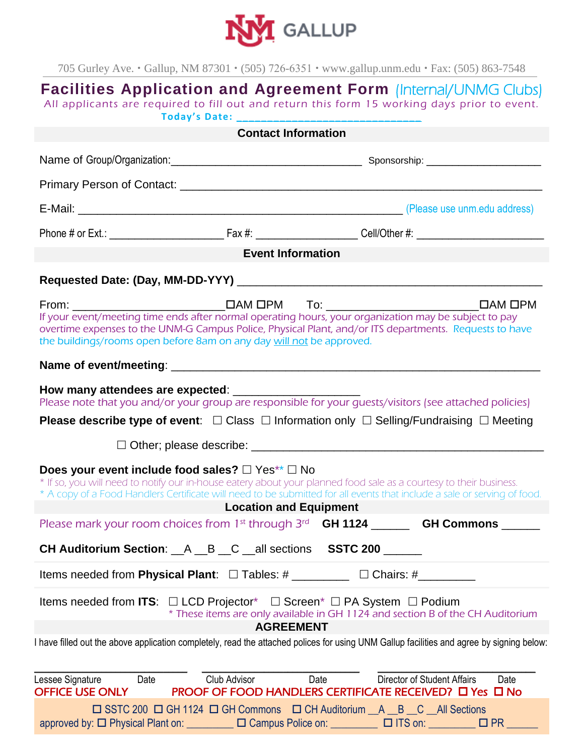UNM GALLUP

705 Gurley Ave. • Gallup, NM 87301 • (505) 726-6351 • www.gallup.unm.edu • Fax: (505) 863-7548

# Facilities Application and Agreement Form (Internal/UNMG Clubs)

All applicants are required to fill out and return this form 15 working days prior to event.

**Today's Date: ______________________________**

## Contact Information

Name of Group/Organization: ________________________________ Sponsorship: ___________________

Primary Person of Contact: ___________________________________________________________

E-Mail: ___________________________________________________ (Please use unm.edu address)

Phone # or Ext.: ___________________ Fax #: _________________ Cell/Other #: ____________________

## Event Information

**Requested Date: (Day, MM-DD-YYY)** _____________________________________________

From: ________________________ ☐AM ☐PM To: ________________________ ☐AM ☐PM

If your event/meeting time ends after normal operating hours, your organization may be subject to pay overtime expenses to the UNM-G Campus Police, Physical Plant, and/or ITS departments. Requests to have the buildings/rooms open before 8am on any day will not be approved.

**Name of event/meeting**: ___________________________________________________________

**How many attendees are expected**: ___________________

Please note that you and/or your group are responsible for your guests/visitors (see attached policies)

**Please describe type of event**: ☐ Class ☐ Information only ☐ Selling/Fundraising ☐ Meeting

☐ Other; please describe: ________________________________________________

**Does your event include food sales?** ☐ Yes** ☐ No

* If so, you will need to notify our in-house eatery about your planned food sale as a courtesy to their business.

* A copy of a Food Handlers Certificate will need to be submitted for all events that include a sale or serving of food.

## Location and Equipment

Please mark your room choices from 1st through 3rd **GH 1124** ______ **GH Commons** ______

**CH Auditorium Section**: __A __B __C __all sections **SSTC 200** ______

Items needed from **Physical Plant**: ☐ Tables: # _________ ☐ Chairs: #_________

Items needed from **ITS**: ☐ LCD Projector* ☐ Screen* ☐ PA System ☐ Podium

* These items are only available in GH 1124 and section B of the CH Auditorium

## AGREEMENT

I have filled out the above application completely, read the attached polices for using UNM Gallup facilities and agree by signing below:

___________________________ ___________________________ ___________________________

Lessee Signature Date Club Advisor Date Director of Student Affairs Date

**OFFICE USE ONLY** **PROOF OF FOOD HANDLERS CERTIFICATE RECEIVED?** ☐ Yes ☐ No

☐ SSTC 200 ☐ GH 1124 ☐ GH Commons ☐ CH Auditorium __A __B __C __All Sections

approved by: ☐ Physical Plant on: _________ ☐ Campus Police on: _________ ☐ ITS on: _________ ☐ PR ______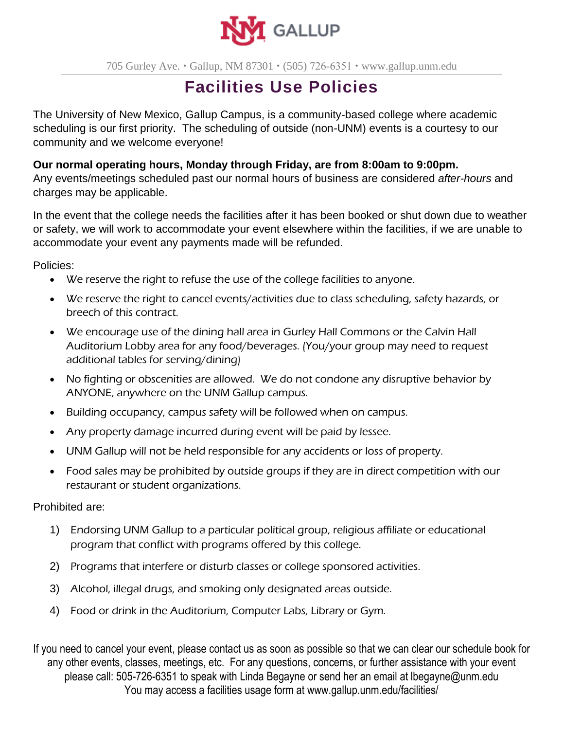UNM GALLUP

705 Gurley Ave. • Gallup, NM 87301 • (505) 726-6351 • www.gallup.unm.edu

# Facilities Use Policies

The University of New Mexico, Gallup Campus, is a community-based college where academic scheduling is our first priority. The scheduling of outside (non-UNM) events is a courtesy to our community and we welcome everyone!

**Our normal operating hours, Monday through Friday, are from 8:00am to 9:00pm.**
Any events/meetings scheduled past our normal hours of business are considered *after-hours* and charges may be applicable.

In the event that the college needs the facilities after it has been booked or shut down due to weather or safety, we will work to accommodate your event elsewhere within the facilities, if we are unable to accommodate your event any payments made will be refunded.

Policies:

- We reserve the right to refuse the use of the college facilities to anyone.
- We reserve the right to cancel events/activities due to class scheduling, safety hazards, or breech of this contract.
- We encourage use of the dining hall area in Gurley Hall Commons or the Calvin Hall Auditorium Lobby area for any food/beverages. (You/your group may need to request additional tables for serving/dining)
- No fighting or obscenities are allowed. We do not condone any disruptive behavior by ANYONE, anywhere on the UNM Gallup campus.
- Building occupancy, campus safety will be followed when on campus.
- Any property damage incurred during event will be paid by lessee.
- UNM Gallup will not be held responsible for any accidents or loss of property.
- Food sales may be prohibited by outside groups if they are in direct competition with our restaurant or student organizations.

Prohibited are:

1) Endorsing UNM Gallup to a particular political group, religious affiliate or educational program that conflict with programs offered by this college.
2) Programs that interfere or disturb classes or college sponsored activities.
3) Alcohol, illegal drugs, and smoking only designated areas outside.
4) Food or drink in the Auditorium, Computer Labs, Library or Gym.

If you need to cancel your event, please contact us as soon as possible so that we can clear our schedule book for any other events, classes, meetings, etc. For any questions, concerns, or further assistance with your event please call: 505-726-6351 to speak with Linda Begayne or send her an email at lbegayne@unm.edu
You may access a facilities usage form at www.gallup.unm.edu/facilities/